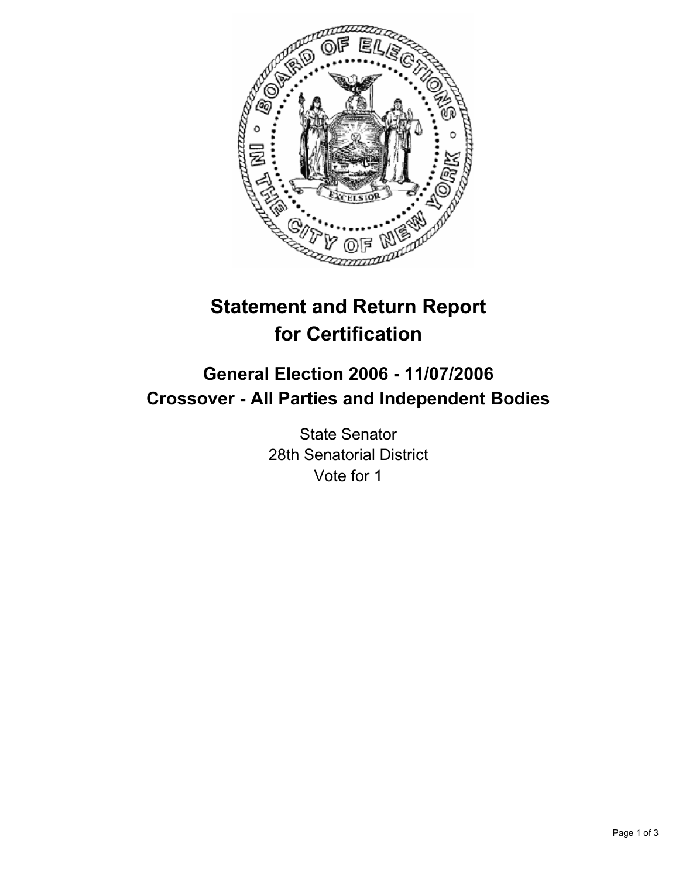# Statement and Return Report for Certification

## General Election 2006 - 11/07/2006
## Crossover - All Parties and Independent Bodies

State Senator
28th Senatorial District
Vote for 1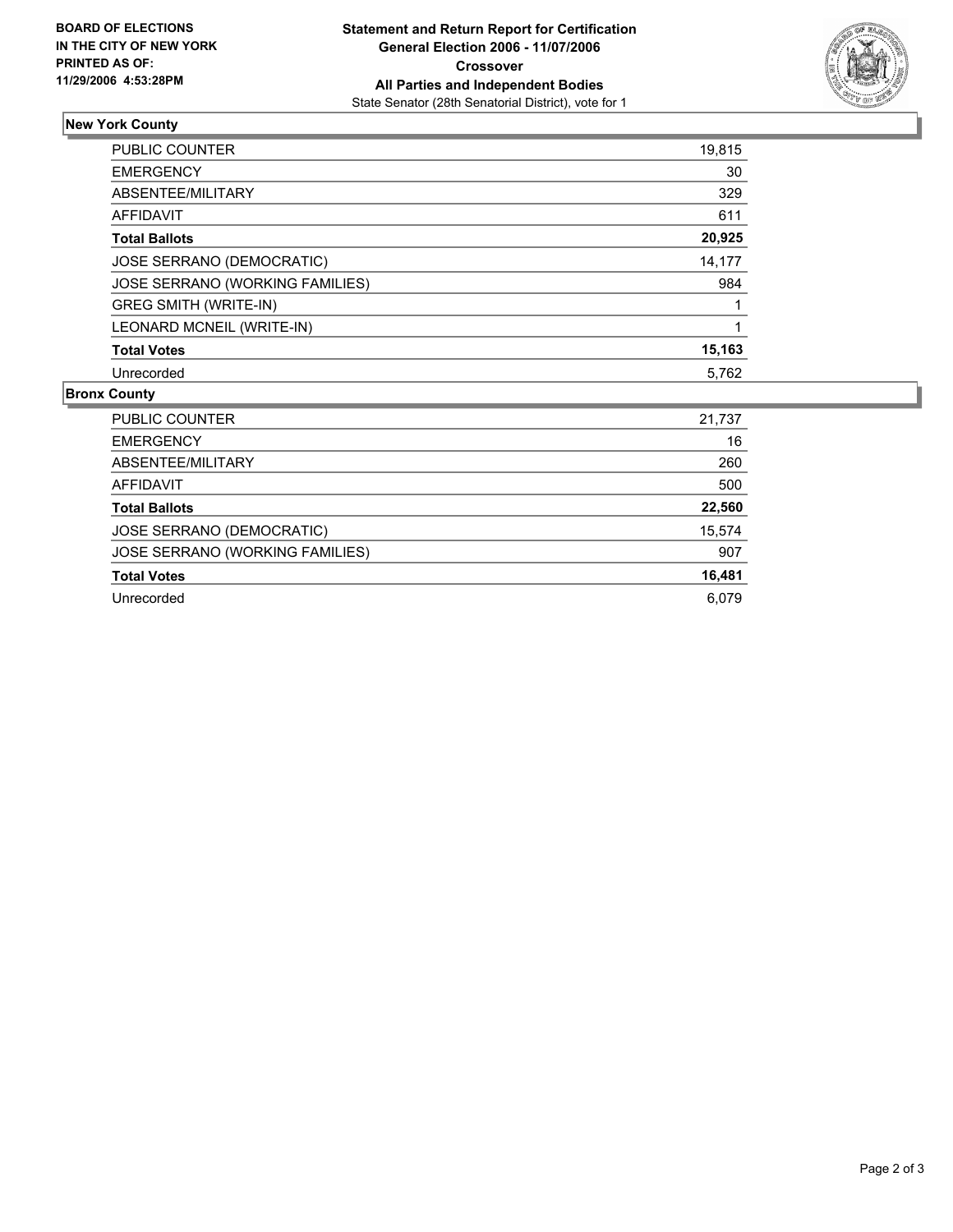**BOARD OF ELECTIONS IN THE CITY OF NEW YORK PRINTED AS OF: 11/29/2006 4:53:28PM**

**Statement and Return Report for Certification**
**General Election 2006 - 11/07/2006**
**Crossover**
**All Parties and Independent Bodies**
State Senator (28th Senatorial District), vote for 1

## New York County

| | |
|---|---|
| PUBLIC COUNTER | 19,815 |
| EMERGENCY | 30 |
| ABSENTEE/MILITARY | 329 |
| AFFIDAVIT | 611 |
| **Total Ballots** | **20,925** |
| JOSE SERRANO (DEMOCRATIC) | 14,177 |
| JOSE SERRANO (WORKING FAMILIES) | 984 |
| GREG SMITH (WRITE-IN) | 1 |
| LEONARD MCNEIL (WRITE-IN) | 1 |
| **Total Votes** | **15,163** |
| Unrecorded | 5,762 |

## Bronx County

| | |
|---|---|
| PUBLIC COUNTER | 21,737 |
| EMERGENCY | 16 |
| ABSENTEE/MILITARY | 260 |
| AFFIDAVIT | 500 |
| **Total Ballots** | **22,560** |
| JOSE SERRANO (DEMOCRATIC) | 15,574 |
| JOSE SERRANO (WORKING FAMILIES) | 907 |
| **Total Votes** | **16,481** |
| Unrecorded | 6,079 |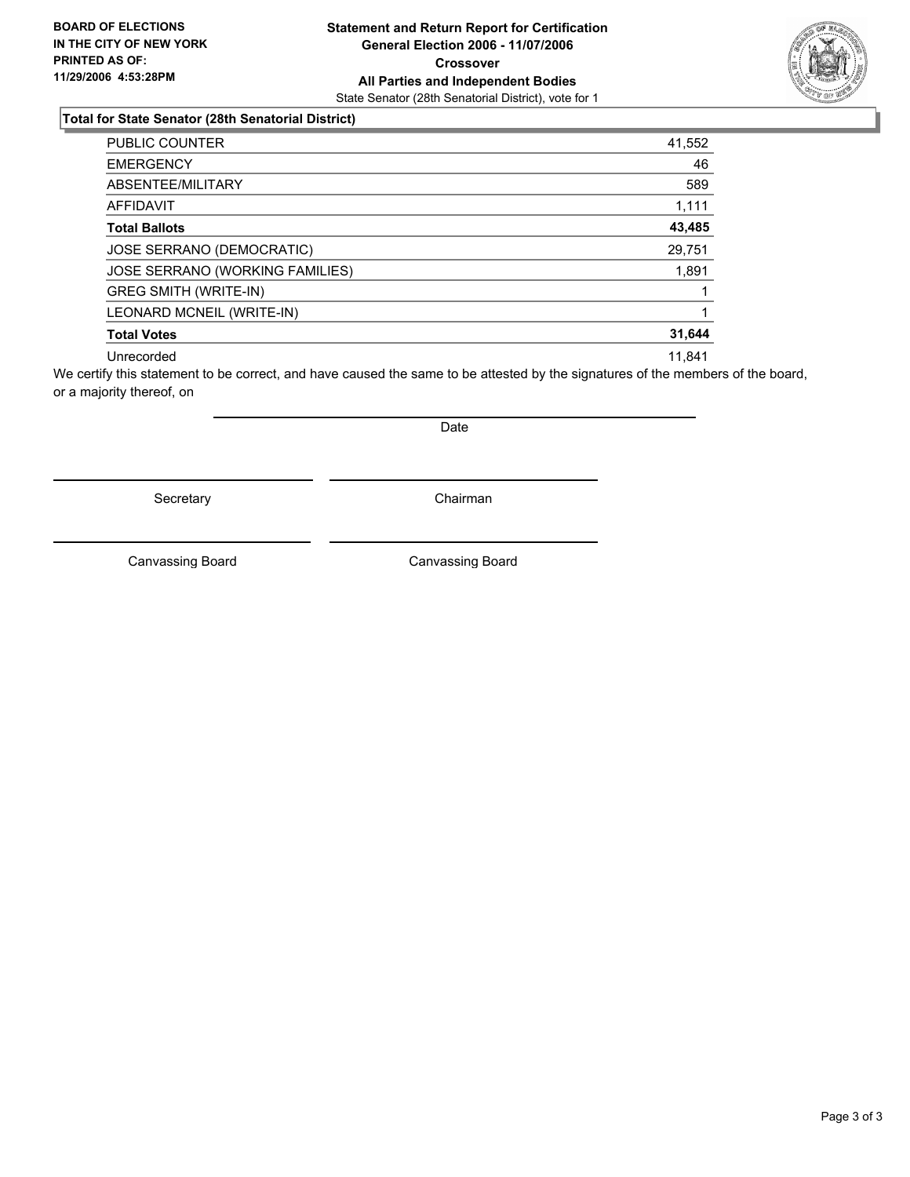**BOARD OF ELECTIONS IN THE CITY OF NEW YORK PRINTED AS OF: 11/29/2006 4:53:28PM**

**Statement and Return Report for Certification**
**General Election 2006 - 11/07/2006**
**Crossover**
**All Parties and Independent Bodies**
State Senator (28th Senatorial District), vote for 1

**Total for State Senator (28th Senatorial District)**

| | |
|---|---|
| PUBLIC COUNTER | 41,552 |
| EMERGENCY | 46 |
| ABSENTEE/MILITARY | 589 |
| AFFIDAVIT | 1,111 |
| **Total Ballots** | **43,485** |
| JOSE SERRANO (DEMOCRATIC) | 29,751 |
| JOSE SERRANO (WORKING FAMILIES) | 1,891 |
| GREG SMITH (WRITE-IN) | 1 |
| LEONARD MCNEIL (WRITE-IN) | 1 |
| **Total Votes** | **31,644** |
| Unrecorded | 11,841 |

We certify this statement to be correct, and have caused the same to be attested by the signatures of the members of the board, or a majority thereof, on

Date

Secretary

Chairman

Canvassing Board

Canvassing Board